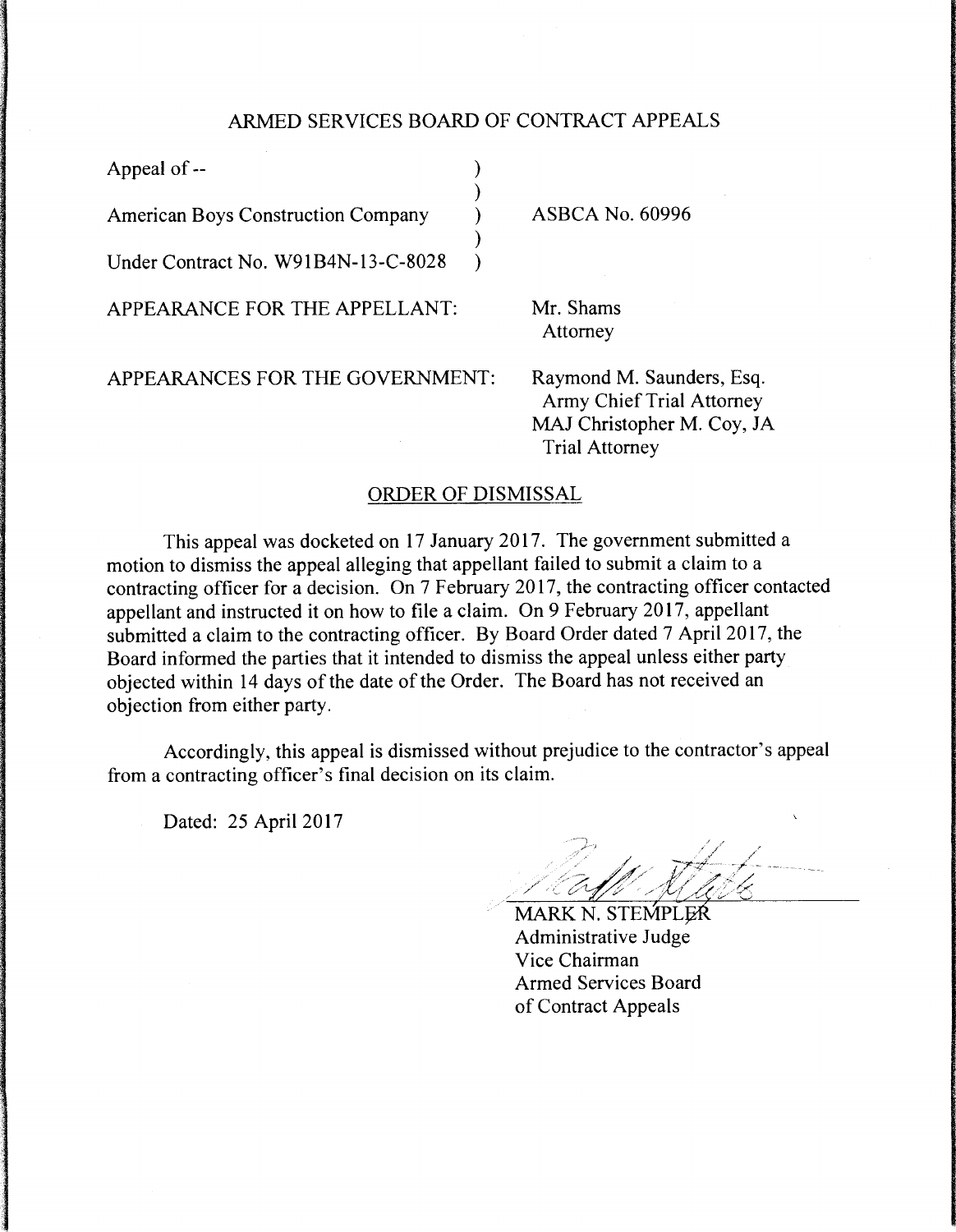ARMED SERVICES BOARD OF CONTRACT APPEALS

| | | |
|---|---|---|
| Appeal of -- | ) | |
| | ) | |
| American Boys Construction Company | ) | ASBCA No. 60996 |
| | ) | |
| Under Contract No. W91B4N-13-C-8028 | ) | |

APPEARANCE FOR THE APPELLANT: Mr. Shams
Attorney

APPEARANCES FOR THE GOVERNMENT: Raymond M. Saunders, Esq.
Army Chief Trial Attorney
MAJ Christopher M. Coy, JA
Trial Attorney

## ORDER OF DISMISSAL

This appeal was docketed on 17 January 2017. The government submitted a motion to dismiss the appeal alleging that appellant failed to submit a claim to a contracting officer for a decision. On 7 February 2017, the contracting officer contacted appellant and instructed it on how to file a claim. On 9 February 2017, appellant submitted a claim to the contracting officer. By Board Order dated 7 April 2017, the Board informed the parties that it intended to dismiss the appeal unless either party objected within 14 days of the date of the Order. The Board has not received an objection from either party.

Accordingly, this appeal is dismissed without prejudice to the contractor's appeal from a contracting officer's final decision on its claim.

Dated: 25 April 2017

MARK N. STEMPLER
Administrative Judge
Vice Chairman
Armed Services Board
of Contract Appeals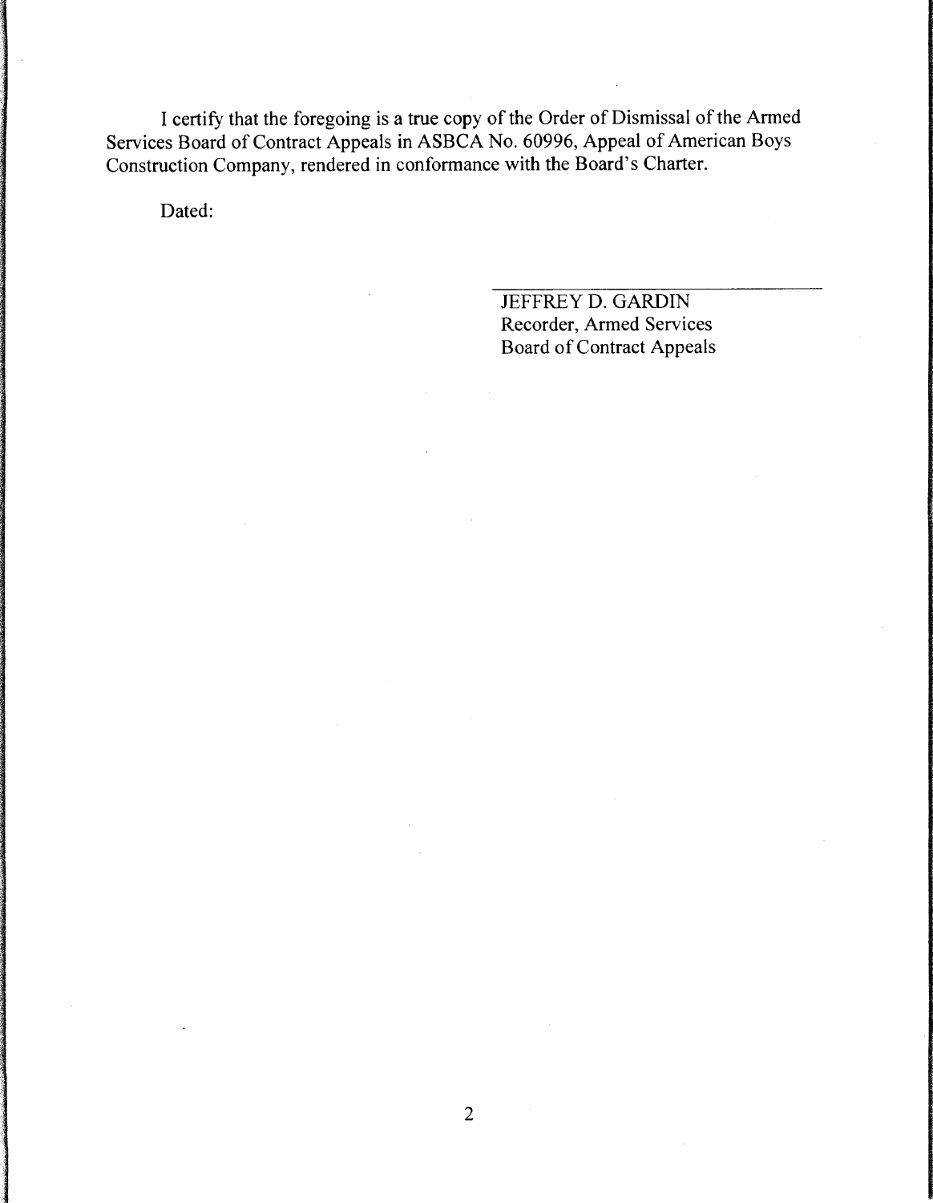I certify that the foregoing is a true copy of the Order of Dismissal of the Armed Services Board of Contract Appeals in ASBCA No. 60996, Appeal of American Boys Construction Company, rendered in conformance with the Board's Charter.

Dated:

JEFFREY D. GARDIN
Recorder, Armed Services
Board of Contract Appeals